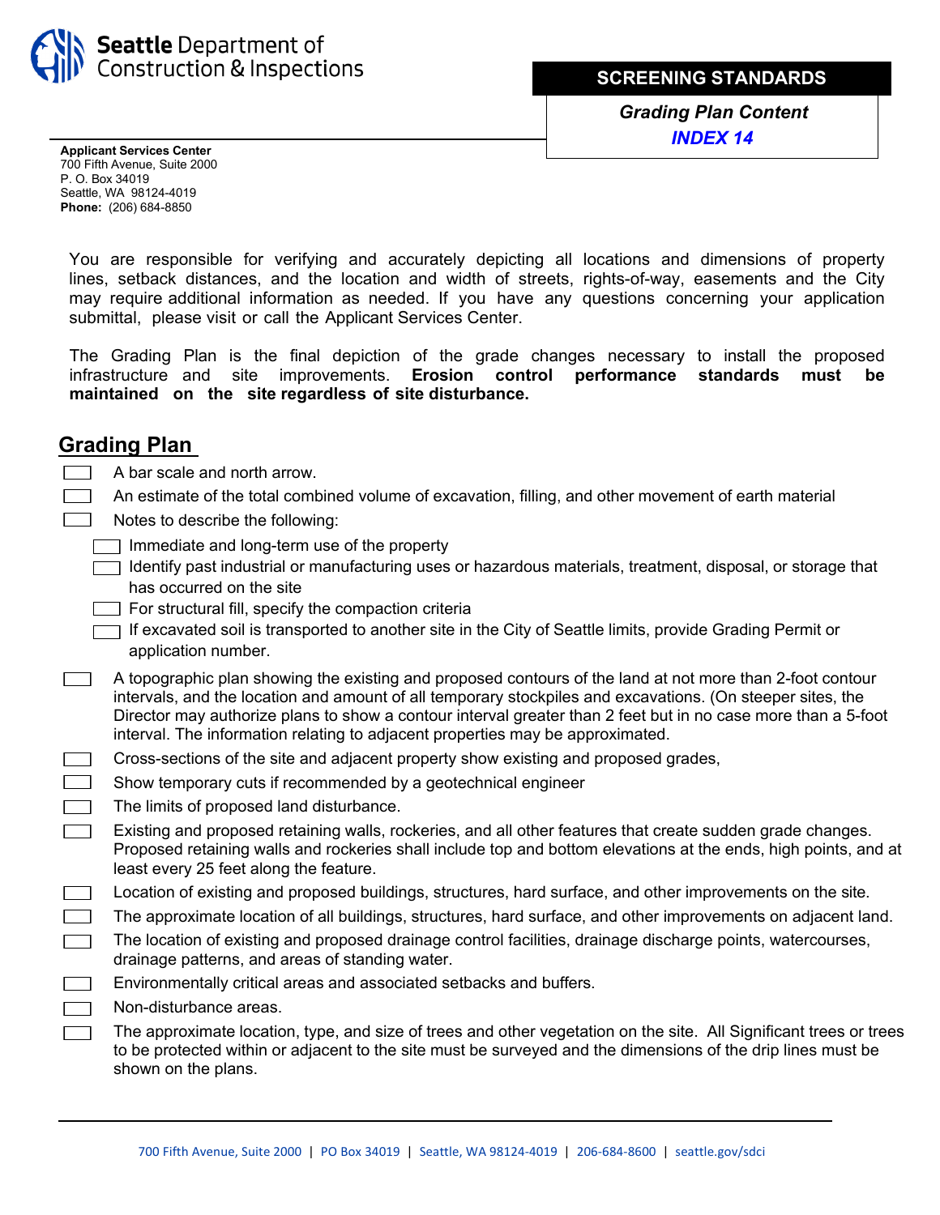**Seattle Department of Construction & Inspections**

**SCREENING STANDARDS**

***Grading Plan Content***

***INDEX 14***

**Applicant Services Center**
700 Fifth Avenue, Suite 2000
P. O. Box 34019
Seattle, WA 98124-4019
**Phone:** (206) 684-8850

You are responsible for verifying and accurately depicting all locations and dimensions of property lines, setback distances, and the location and width of streets, rights-of-way, easements and the City may require additional information as needed. If you have any questions concerning your application submittal, please visit or call the Applicant Services Center.

The Grading Plan is the final depiction of the grade changes necessary to install the proposed infrastructure and site improvements. **Erosion control performance standards must be maintained on the site regardless of site disturbance.**

## Grading Plan

- [ ] A bar scale and north arrow.
- [ ] An estimate of the total combined volume of excavation, filling, and other movement of earth material
- [ ] Notes to describe the following:
  - [ ] Immediate and long-term use of the property
  - [ ] Identify past industrial or manufacturing uses or hazardous materials, treatment, disposal, or storage that has occurred on the site
  - [ ] For structural fill, specify the compaction criteria
  - [ ] If excavated soil is transported to another site in the City of Seattle limits, provide Grading Permit or application number.
- [ ] A topographic plan showing the existing and proposed contours of the land at not more than 2-foot contour intervals, and the location and amount of all temporary stockpiles and excavations. (On steeper sites, the Director may authorize plans to show a contour interval greater than 2 feet but in no case more than a 5-foot interval. The information relating to adjacent properties may be approximated.
- [ ] Cross-sections of the site and adjacent property show existing and proposed grades,
- [ ] Show temporary cuts if recommended by a geotechnical engineer
- [ ] The limits of proposed land disturbance.
- [ ] Existing and proposed retaining walls, rockeries, and all other features that create sudden grade changes. Proposed retaining walls and rockeries shall include top and bottom elevations at the ends, high points, and at least every 25 feet along the feature.
- [ ] Location of existing and proposed buildings, structures, hard surface, and other improvements on the site.
- [ ] The approximate location of all buildings, structures, hard surface, and other improvements on adjacent land.
- [ ] The location of existing and proposed drainage control facilities, drainage discharge points, watercourses, drainage patterns, and areas of standing water.
- [ ] Environmentally critical areas and associated setbacks and buffers.
- [ ] Non-disturbance areas.
- [ ] The approximate location, type, and size of trees and other vegetation on the site. All Significant trees or trees to be protected within or adjacent to the site must be surveyed and the dimensions of the drip lines must be shown on the plans.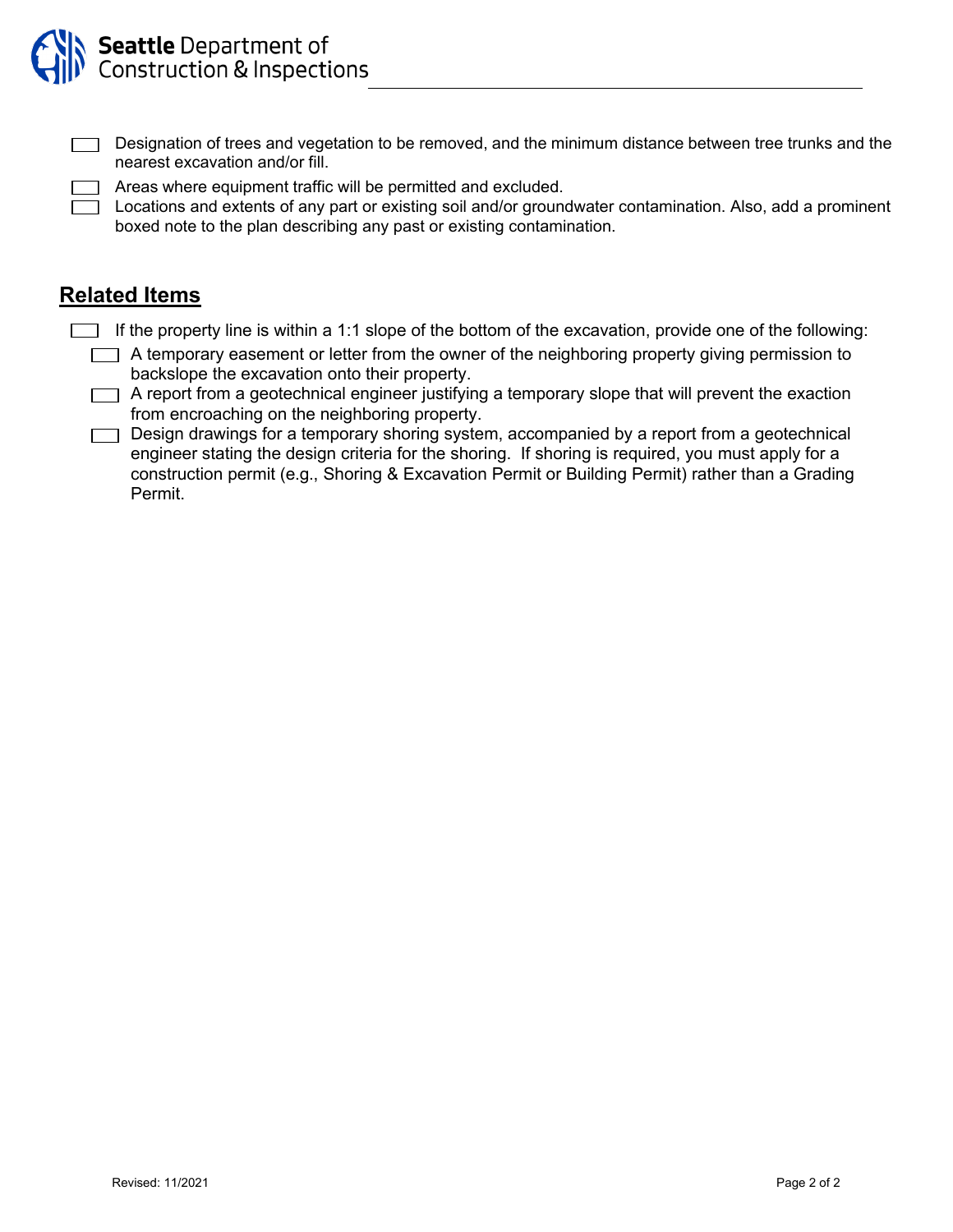- [ ] Designation of trees and vegetation to be removed, and the minimum distance between tree trunks and the nearest excavation and/or fill.
- [ ] Areas where equipment traffic will be permitted and excluded.
- [ ] Locations and extents of any part or existing soil and/or groundwater contamination. Also, add a prominent boxed note to the plan describing any past or existing contamination.

## Related Items

- [ ] If the property line is within a 1:1 slope of the bottom of the excavation, provide one of the following:
  - [ ] A temporary easement or letter from the owner of the neighboring property giving permission to backslope the excavation onto their property.
  - [ ] A report from a geotechnical engineer justifying a temporary slope that will prevent the exaction from encroaching on the neighboring property.
  - [ ] Design drawings for a temporary shoring system, accompanied by a report from a geotechnical engineer stating the design criteria for the shoring. If shoring is required, you must apply for a construction permit (e.g., Shoring & Excavation Permit or Building Permit) rather than a Grading Permit.

Revised: 11/2021